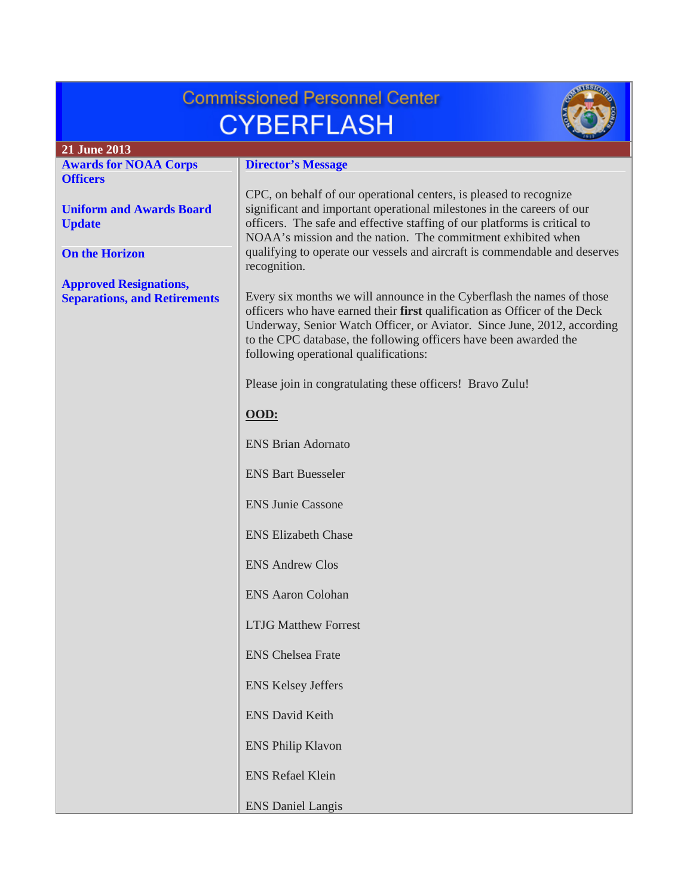# Commissioned Personnel Center
# CYBERFLASH

**21 June 2013**

**Awards for NOAA Corps Officers**

**Uniform and Awards Board Update**

**On the Horizon**

**Approved Resignations, Separations, and Retirements**

## Director's Message

CPC, on behalf of our operational centers, is pleased to recognize significant and important operational milestones in the careers of our officers. The safe and effective staffing of our platforms is critical to NOAA's mission and the nation. The commitment exhibited when qualifying to operate our vessels and aircraft is commendable and deserves recognition.

Every six months we will announce in the Cyberflash the names of those officers who have earned their **first** qualification as Officer of the Deck Underway, Senior Watch Officer, or Aviator. Since June, 2012, according to the CPC database, the following officers have been awarded the following operational qualifications:

Please join in congratulating these officers! Bravo Zulu!

**OOD:**

ENS Brian Adornato

ENS Bart Buesseler

ENS Junie Cassone

ENS Elizabeth Chase

ENS Andrew Clos

ENS Aaron Colohan

LTJG Matthew Forrest

ENS Chelsea Frate

ENS Kelsey Jeffers

ENS David Keith

ENS Philip Klavon

ENS Refael Klein

ENS Daniel Langis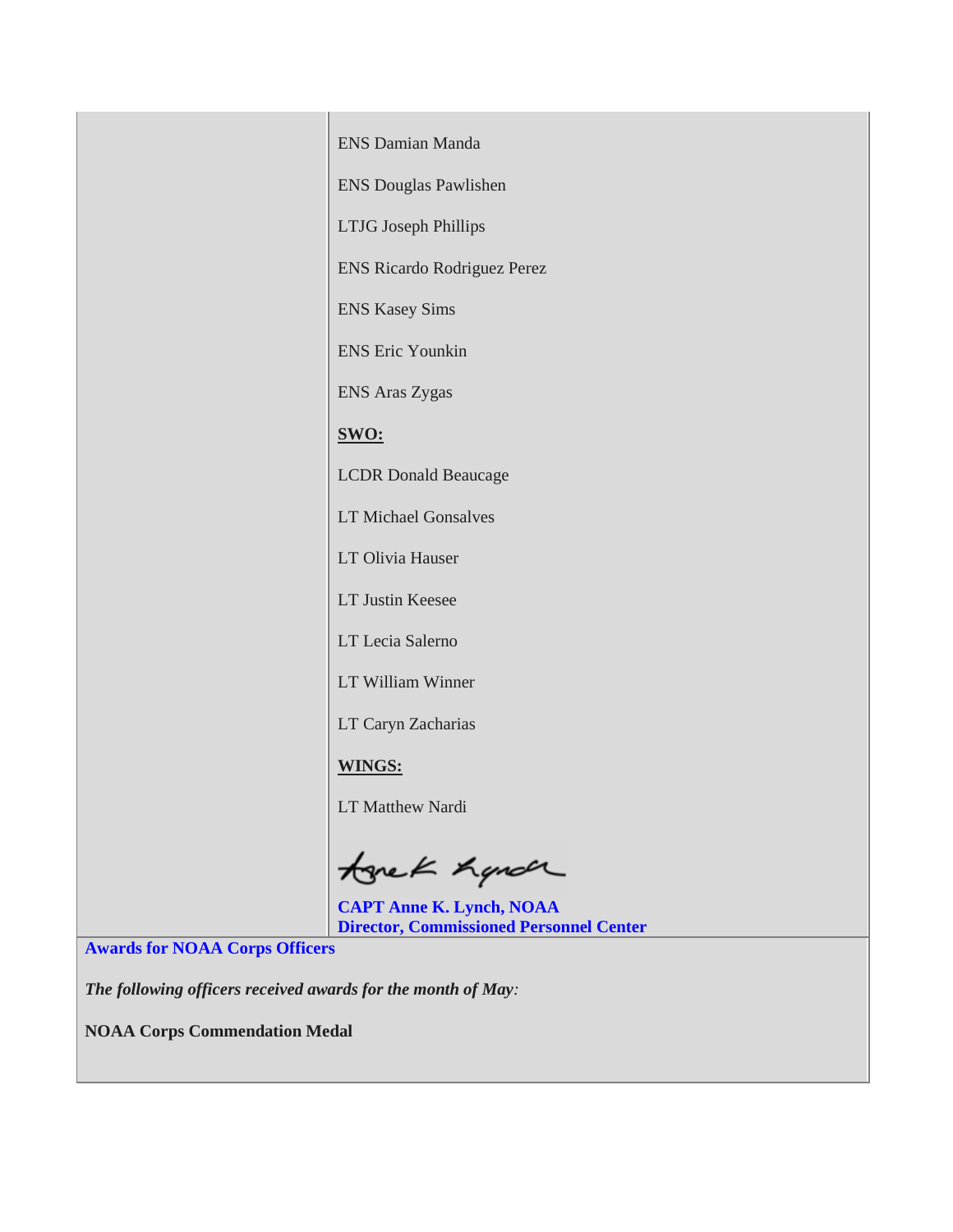ENS Damian Manda

ENS Douglas Pawlishen

LTJG Joseph Phillips

ENS Ricardo Rodriguez Perez

ENS Kasey Sims

ENS Eric Younkin

ENS Aras Zygas

**SWO:**

LCDR Donald Beaucage

LT Michael Gonsalves

LT Olivia Hauser

LT Justin Keesee

LT Lecia Salerno

LT William Winner

LT Caryn Zacharias

**WINGS:**

LT Matthew Nardi

Anne K. Lynch

**CAPT Anne K. Lynch, NOAA**
**Director, Commissioned Personnel Center**

## Awards for NOAA Corps Officers

***The following officers received awards for the month of May:***

**NOAA Corps Commendation Medal**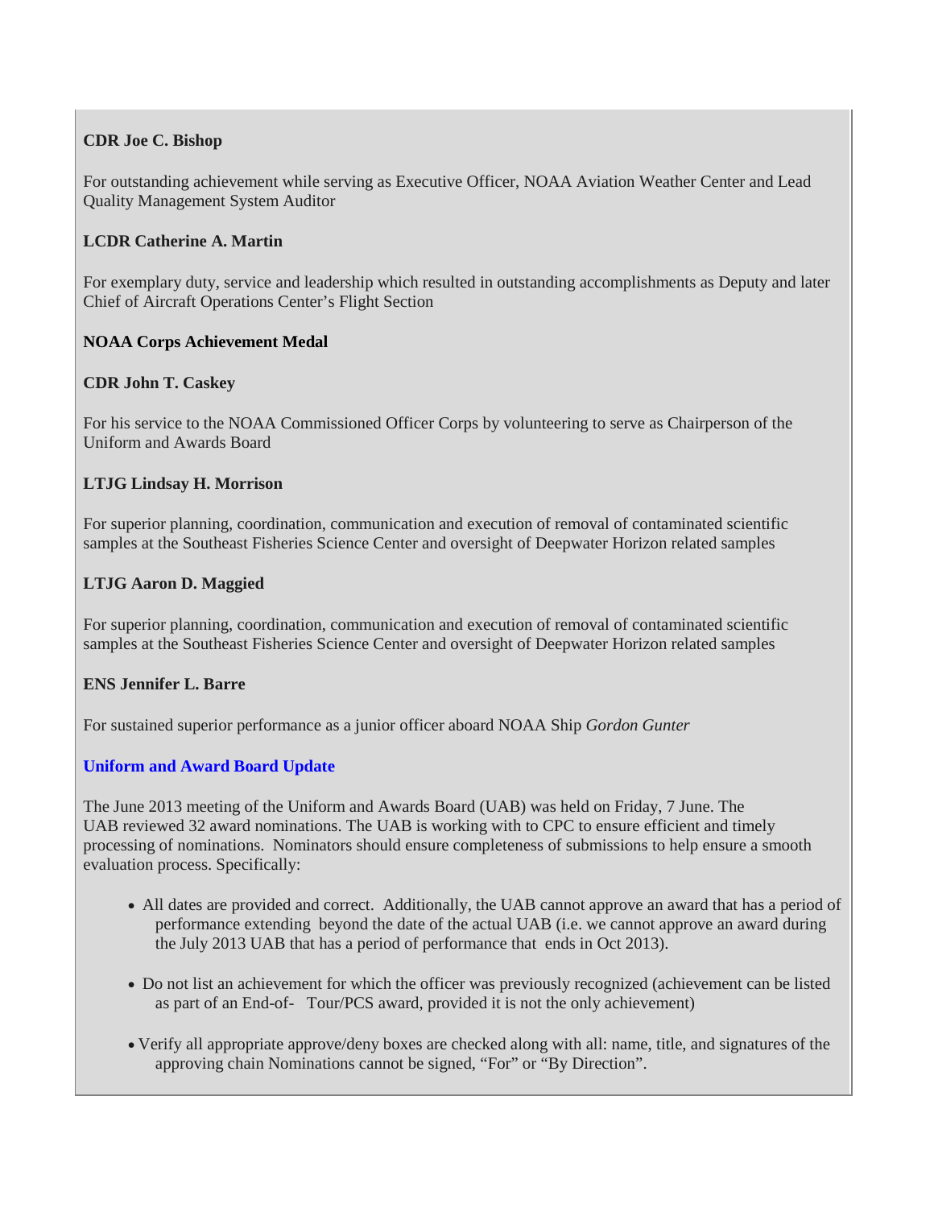**CDR Joe C. Bishop**

For outstanding achievement while serving as Executive Officer, NOAA Aviation Weather Center and Lead Quality Management System Auditor

**LCDR Catherine A. Martin**

For exemplary duty, service and leadership which resulted in outstanding accomplishments as Deputy and later Chief of Aircraft Operations Center's Flight Section

**NOAA Corps Achievement Medal**

**CDR John T. Caskey**

For his service to the NOAA Commissioned Officer Corps by volunteering to serve as Chairperson of the Uniform and Awards Board

**LTJG Lindsay H. Morrison**

For superior planning, coordination, communication and execution of removal of contaminated scientific samples at the Southeast Fisheries Science Center and oversight of Deepwater Horizon related samples

**LTJG Aaron D. Maggied**

For superior planning, coordination, communication and execution of removal of contaminated scientific samples at the Southeast Fisheries Science Center and oversight of Deepwater Horizon related samples

**ENS Jennifer L. Barre**

For sustained superior performance as a junior officer aboard NOAA Ship *Gordon Gunter*

**Uniform and Award Board Update**

The June 2013 meeting of the Uniform and Awards Board (UAB) was held on Friday, 7 June. The UAB reviewed 32 award nominations. The UAB is working with to CPC to ensure efficient and timely processing of nominations. Nominators should ensure completeness of submissions to help ensure a smooth evaluation process. Specifically:

- All dates are provided and correct. Additionally, the UAB cannot approve an award that has a period of performance extending beyond the date of the actual UAB (i.e. we cannot approve an award during the July 2013 UAB that has a period of performance that ends in Oct 2013).
- Do not list an achievement for which the officer was previously recognized (achievement can be listed as part of an End-of- Tour/PCS award, provided it is not the only achievement)
- Verify all appropriate approve/deny boxes are checked along with all: name, title, and signatures of the approving chain Nominations cannot be signed, "For" or "By Direction".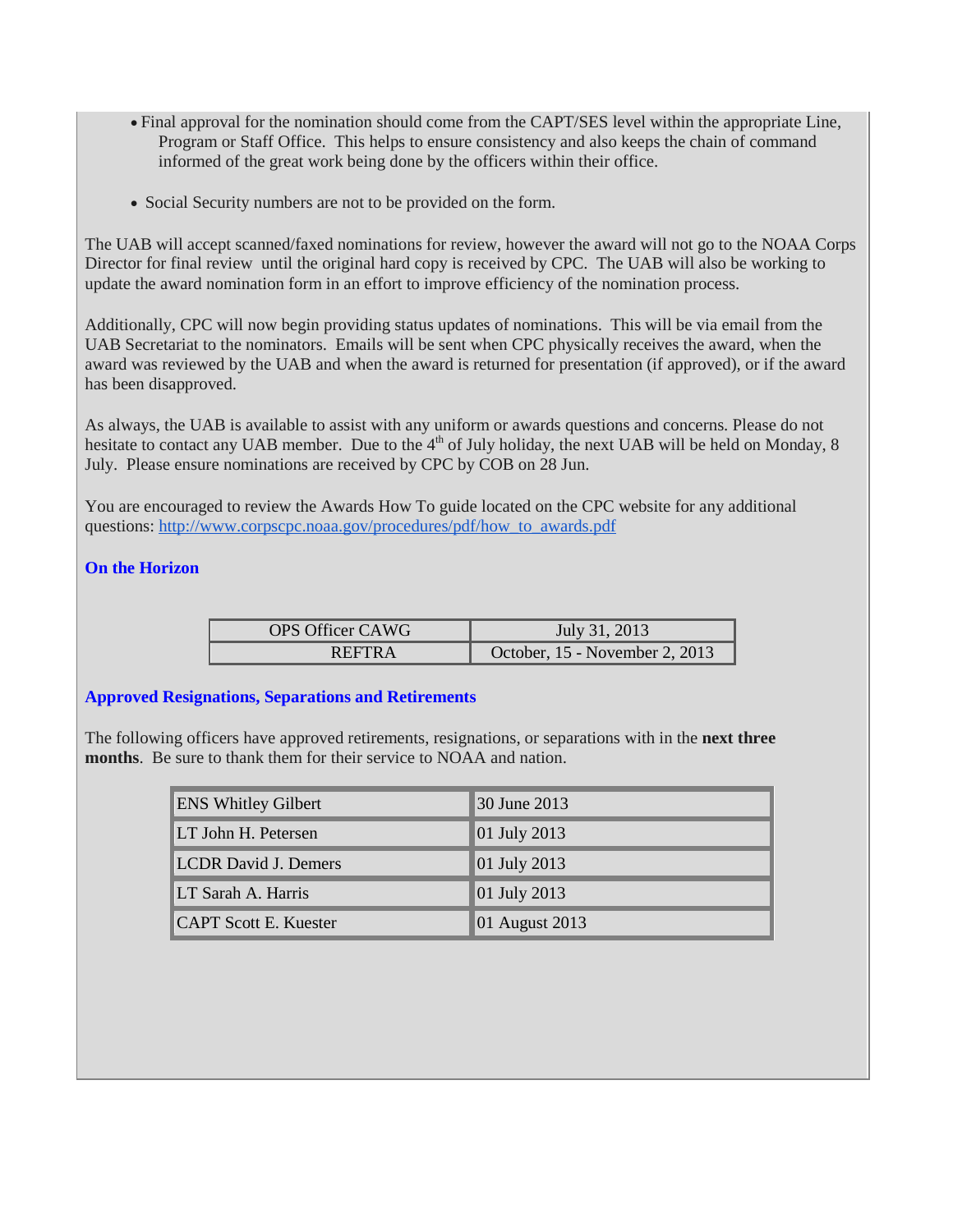- Final approval for the nomination should come from the CAPT/SES level within the appropriate Line, Program or Staff Office. This helps to ensure consistency and also keeps the chain of command informed of the great work being done by the officers within their office.

- Social Security numbers are not to be provided on the form.

The UAB will accept scanned/faxed nominations for review, however the award will not go to the NOAA Corps Director for final review until the original hard copy is received by CPC. The UAB will also be working to update the award nomination form in an effort to improve efficiency of the nomination process.

Additionally, CPC will now begin providing status updates of nominations. This will be via email from the UAB Secretariat to the nominators. Emails will be sent when CPC physically receives the award, when the award was reviewed by the UAB and when the award is returned for presentation (if approved), or if the award has been disapproved.

As always, the UAB is available to assist with any uniform or awards questions and concerns. Please do not hesitate to contact any UAB member. Due to the 4th of July holiday, the next UAB will be held on Monday, 8 July. Please ensure nominations are received by CPC by COB on 28 Jun.

You are encouraged to review the Awards How To guide located on the CPC website for any additional questions: http://www.corpscpc.noaa.gov/procedures/pdf/how_to_awards.pdf

### On the Horizon

| | |
|---|---|
| OPS Officer CAWG | July 31, 2013 |
| REFTRA | October, 15 - November 2, 2013 |

### Approved Resignations, Separations and Retirements

The following officers have approved retirements, resignations, or separations with in the **next three months**. Be sure to thank them for their service to NOAA and nation.

| | |
|---|---|
| ENS Whitley Gilbert | 30 June 2013 |
| LT John H. Petersen | 01 July 2013 |
| LCDR David J. Demers | 01 July 2013 |
| LT Sarah A. Harris | 01 July 2013 |
| CAPT Scott E. Kuester | 01 August 2013 |